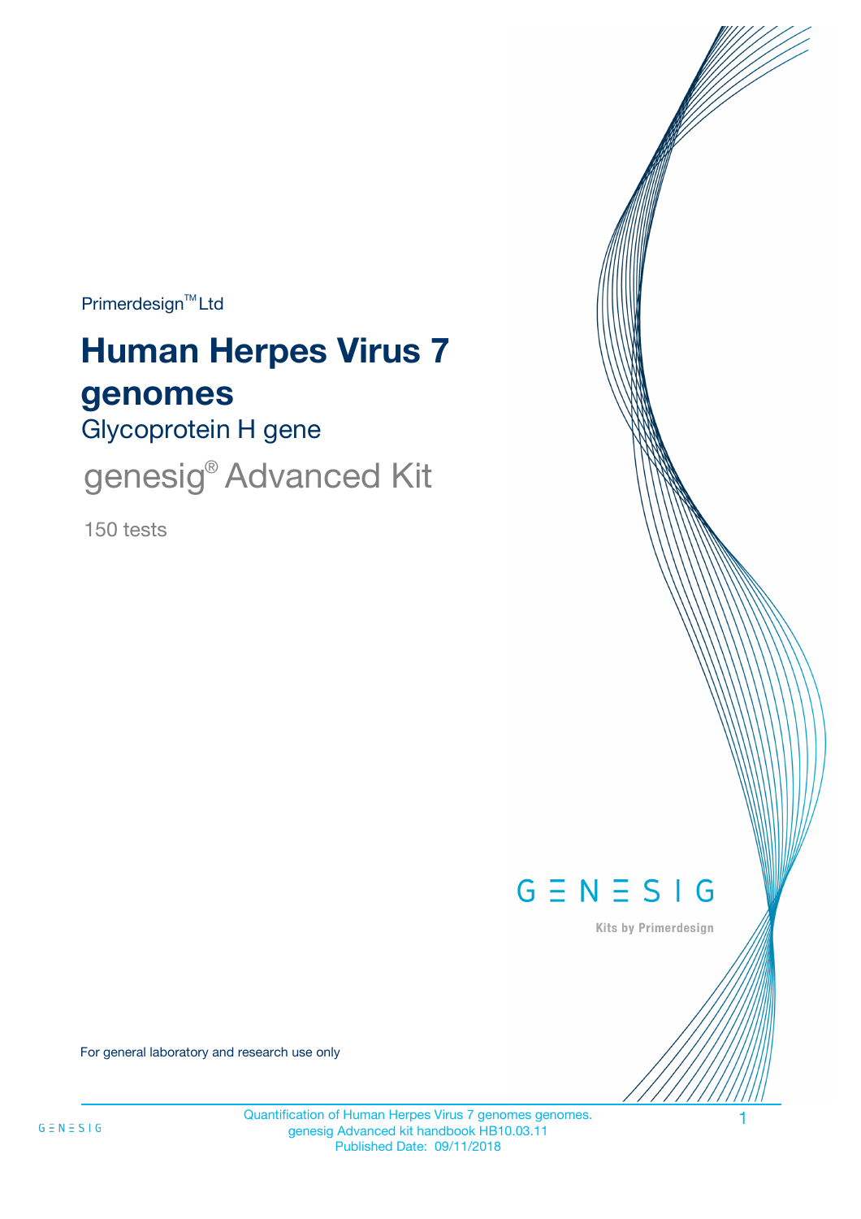Primerdesign™ Ltd

# Human Herpes Virus 7 genomes

## Glycoprotein H gene

genesig® Advanced Kit

150 tests

GENESIG

Kits by Primerdesign

For general laboratory and research use only

Quantification of Human Herpes Virus 7 genomes genomes.
genesig Advanced kit handbook HB10.03.11
Published Date: 09/11/2018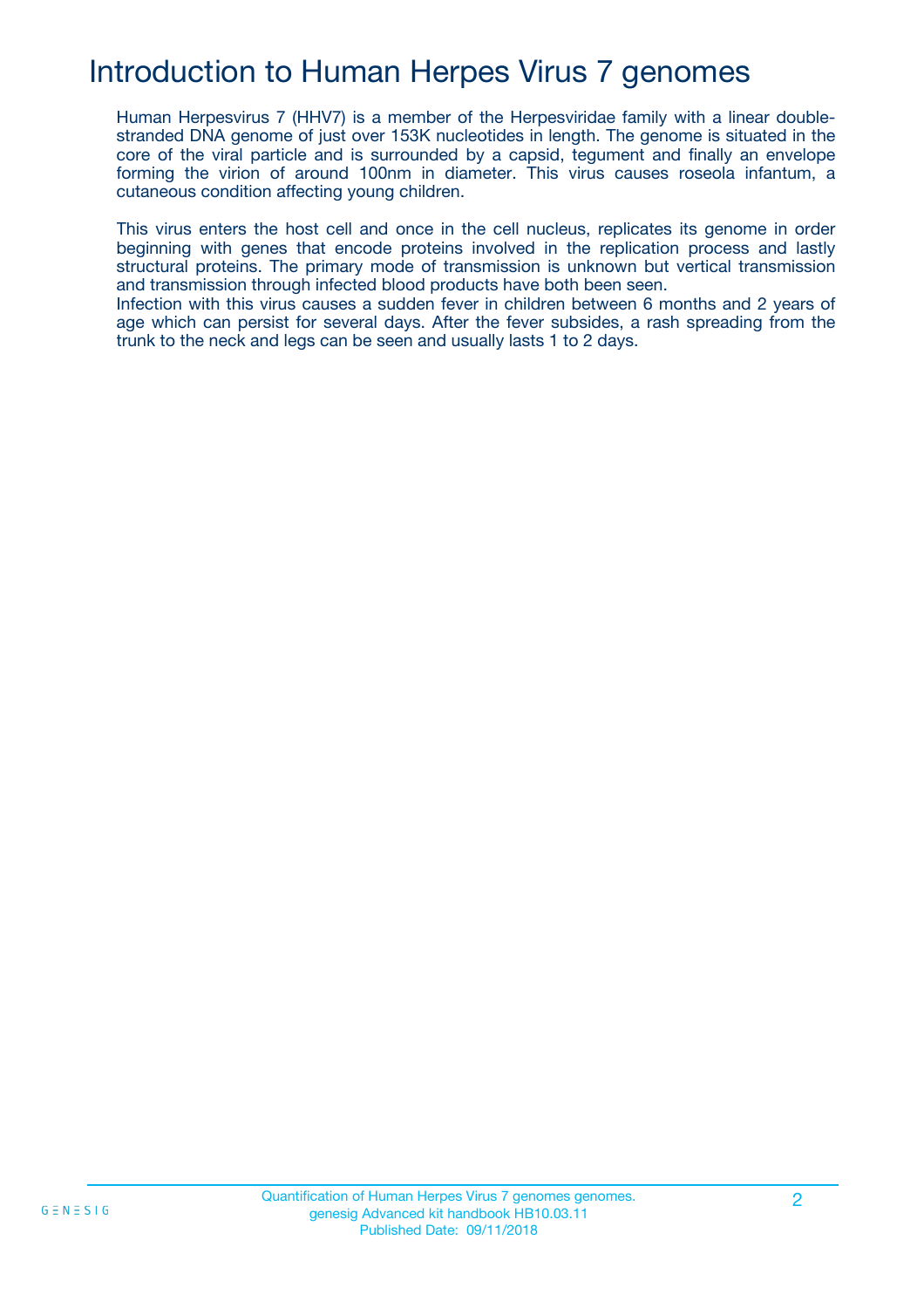# Introduction to Human Herpes Virus 7 genomes

Human Herpesvirus 7 (HHV7) is a member of the Herpesviridae family with a linear double-stranded DNA genome of just over 153K nucleotides in length. The genome is situated in the core of the viral particle and is surrounded by a capsid, tegument and finally an envelope forming the virion of around 100nm in diameter. This virus causes roseola infantum, a cutaneous condition affecting young children.

This virus enters the host cell and once in the cell nucleus, replicates its genome in order beginning with genes that encode proteins involved in the replication process and lastly structural proteins. The primary mode of transmission is unknown but vertical transmission and transmission through infected blood products have both been seen.
Infection with this virus causes a sudden fever in children between 6 months and 2 years of age which can persist for several days. After the fever subsides, a rash spreading from the trunk to the neck and legs can be seen and usually lasts 1 to 2 days.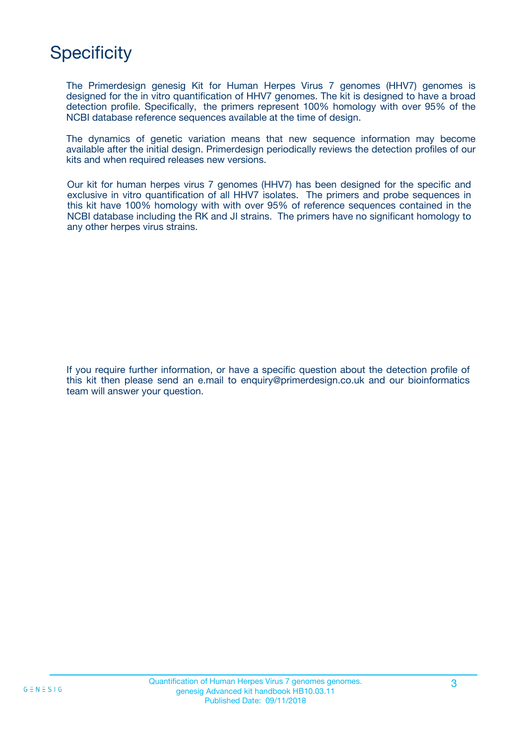# Specificity

The Primerdesign genesig Kit for Human Herpes Virus 7 genomes (HHV7) genomes is designed for the in vitro quantification of HHV7 genomes. The kit is designed to have a broad detection profile. Specifically, the primers represent 100% homology with over 95% of the NCBI database reference sequences available at the time of design.

The dynamics of genetic variation means that new sequence information may become available after the initial design. Primerdesign periodically reviews the detection profiles of our kits and when required releases new versions.

Our kit for human herpes virus 7 genomes (HHV7) has been designed for the specific and exclusive in vitro quantification of all HHV7 isolates. The primers and probe sequences in this kit have 100% homology with with over 95% of reference sequences contained in the NCBI database including the RK and JI strains. The primers have no significant homology to any other herpes virus strains.

If you require further information, or have a specific question about the detection profile of this kit then please send an e.mail to enquiry@primerdesign.co.uk and our bioinformatics team will answer your question.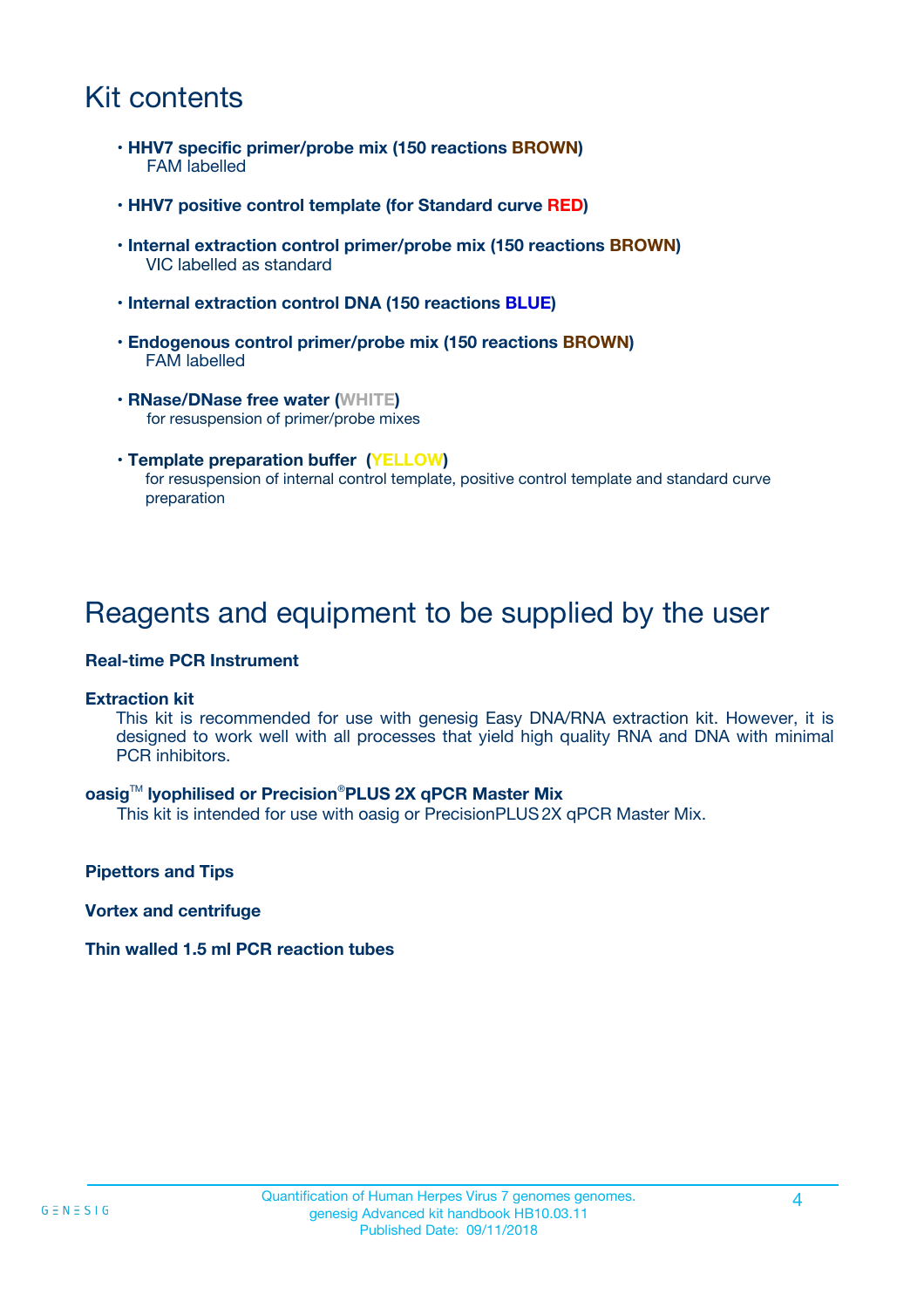# Kit contents

- **HHV7 specific primer/probe mix (150 reactions BROWN)**
  FAM labelled
- **HHV7 positive control template (for Standard curve RED)**
- **Internal extraction control primer/probe mix (150 reactions BROWN)**
  VIC labelled as standard
- **Internal extraction control DNA (150 reactions BLUE)**
- **Endogenous control primer/probe mix (150 reactions BROWN)**
  FAM labelled
- **RNase/DNase free water (WHITE)**
  for resuspension of primer/probe mixes
- **Template preparation buffer (YELLOW)**
  for resuspension of internal control template, positive control template and standard curve preparation

# Reagents and equipment to be supplied by the user

**Real-time PCR Instrument**

**Extraction kit**

This kit is recommended for use with genesig Easy DNA/RNA extraction kit. However, it is designed to work well with all processes that yield high quality RNA and DNA with minimal PCR inhibitors.

**oasig™ lyophilised or Precision®PLUS 2X qPCR Master Mix**

This kit is intended for use with oasig or PrecisionPLUS 2X qPCR Master Mix.

**Pipettors and Tips**

**Vortex and centrifuge**

**Thin walled 1.5 ml PCR reaction tubes**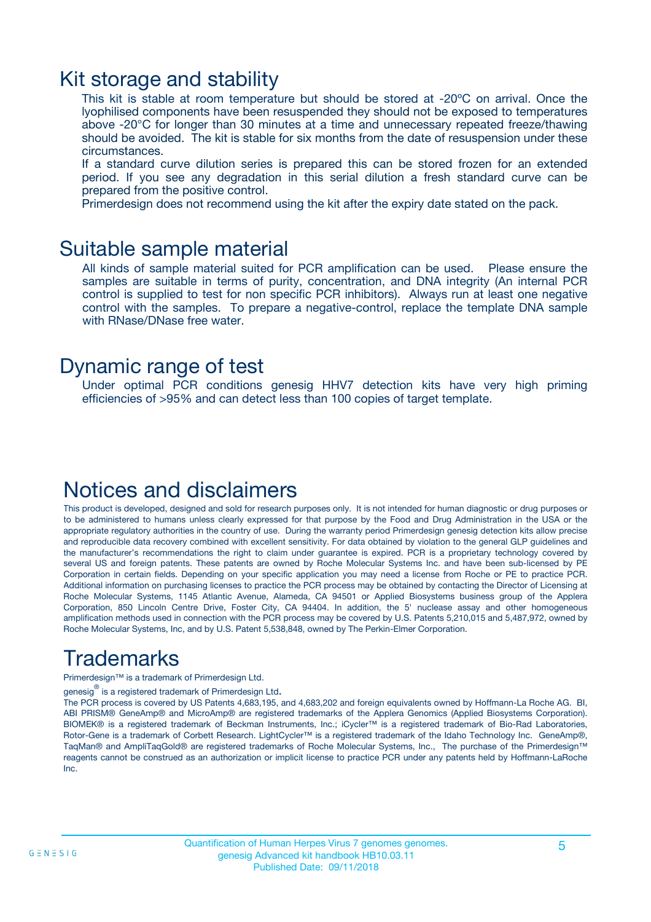## Kit storage and stability

This kit is stable at room temperature but should be stored at -20ºC on arrival. Once the lyophilised components have been resuspended they should not be exposed to temperatures above -20°C for longer than 30 minutes at a time and unnecessary repeated freeze/thawing should be avoided. The kit is stable for six months from the date of resuspension under these circumstances.

If a standard curve dilution series is prepared this can be stored frozen for an extended period. If you see any degradation in this serial dilution a fresh standard curve can be prepared from the positive control.

Primerdesign does not recommend using the kit after the expiry date stated on the pack.

## Suitable sample material

All kinds of sample material suited for PCR amplification can be used. Please ensure the samples are suitable in terms of purity, concentration, and DNA integrity (An internal PCR control is supplied to test for non specific PCR inhibitors). Always run at least one negative control with the samples. To prepare a negative-control, replace the template DNA sample with RNase/DNase free water.

## Dynamic range of test

Under optimal PCR conditions genesig HHV7 detection kits have very high priming efficiencies of >95% and can detect less than 100 copies of target template.

## Notices and disclaimers

This product is developed, designed and sold for research purposes only. It is not intended for human diagnostic or drug purposes or to be administered to humans unless clearly expressed for that purpose by the Food and Drug Administration in the USA or the appropriate regulatory authorities in the country of use. During the warranty period Primerdesign genesig detection kits allow precise and reproducible data recovery combined with excellent sensitivity. For data obtained by violation to the general GLP guidelines and the manufacturer's recommendations the right to claim under guarantee is expired. PCR is a proprietary technology covered by several US and foreign patents. These patents are owned by Roche Molecular Systems Inc. and have been sub-licensed by PE Corporation in certain fields. Depending on your specific application you may need a license from Roche or PE to practice PCR. Additional information on purchasing licenses to practice the PCR process may be obtained by contacting the Director of Licensing at Roche Molecular Systems, 1145 Atlantic Avenue, Alameda, CA 94501 or Applied Biosystems business group of the Applera Corporation, 850 Lincoln Centre Drive, Foster City, CA 94404. In addition, the 5' nuclease assay and other homogeneous amplification methods used in connection with the PCR process may be covered by U.S. Patents 5,210,015 and 5,487,972, owned by Roche Molecular Systems, Inc, and by U.S. Patent 5,538,848, owned by The Perkin-Elmer Corporation.

## Trademarks

Primerdesign™ is a trademark of Primerdesign Ltd.

genesig® is a registered trademark of Primerdesign Ltd.

The PCR process is covered by US Patents 4,683,195, and 4,683,202 and foreign equivalents owned by Hoffmann-La Roche AG. BI, ABI PRISM® GeneAmp® and MicroAmp® are registered trademarks of the Applera Genomics (Applied Biosystems Corporation). BIOMEK® is a registered trademark of Beckman Instruments, Inc.; iCycler™ is a registered trademark of Bio-Rad Laboratories, Rotor-Gene is a trademark of Corbett Research. LightCycler™ is a registered trademark of the Idaho Technology Inc. GeneAmp®, TaqMan® and AmpliTaqGold® are registered trademarks of Roche Molecular Systems, Inc., The purchase of the Primerdesign™ reagents cannot be construed as an authorization or implicit license to practice PCR under any patents held by Hoffmann-LaRoche Inc.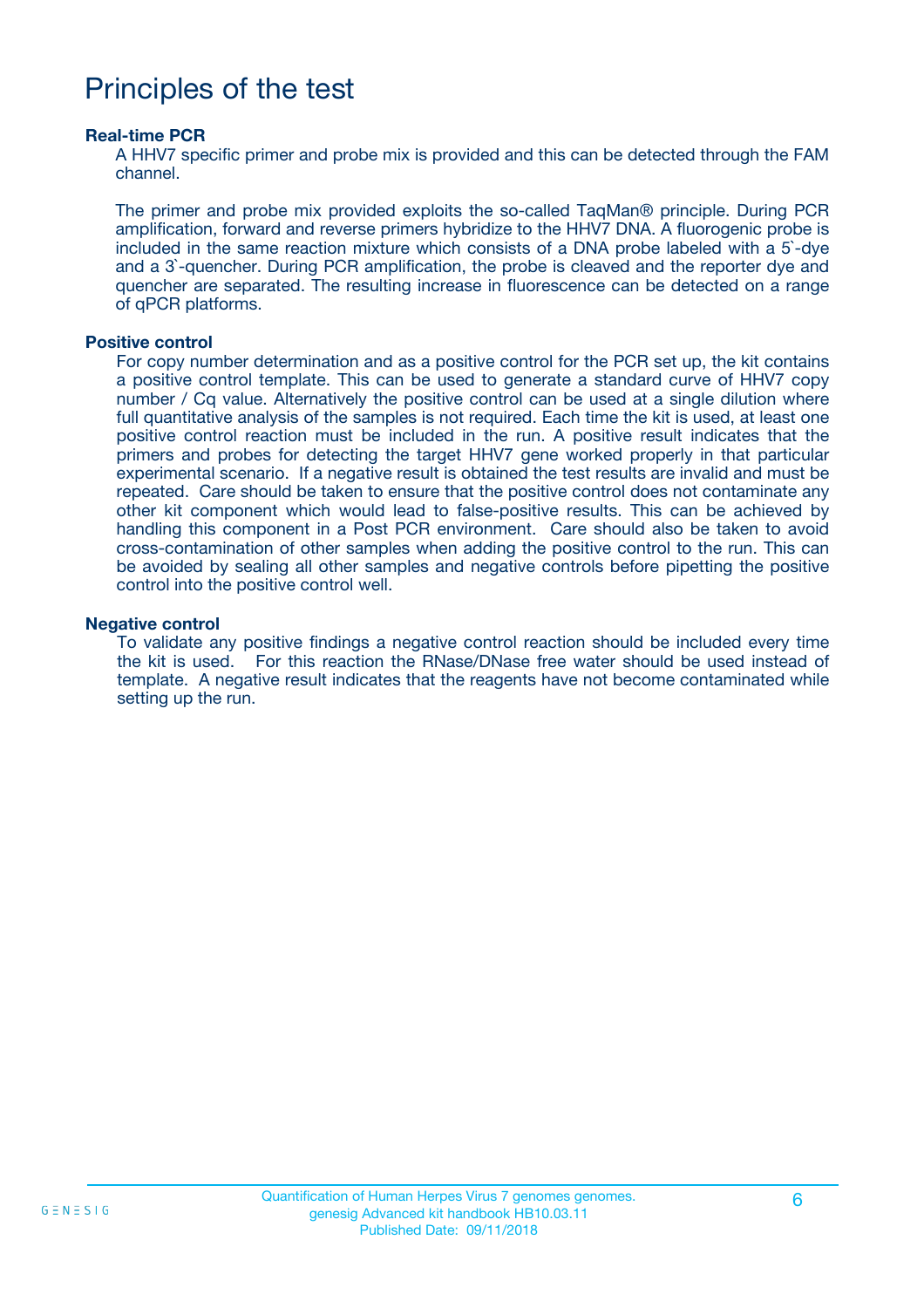# Principles of the test

### Real-time PCR

A HHV7 specific primer and probe mix is provided and this can be detected through the FAM channel.

The primer and probe mix provided exploits the so-called TaqMan® principle. During PCR amplification, forward and reverse primers hybridize to the HHV7 DNA. A fluorogenic probe is included in the same reaction mixture which consists of a DNA probe labeled with a 5`-dye and a 3`-quencher. During PCR amplification, the probe is cleaved and the reporter dye and quencher are separated. The resulting increase in fluorescence can be detected on a range of qPCR platforms.

### Positive control

For copy number determination and as a positive control for the PCR set up, the kit contains a positive control template. This can be used to generate a standard curve of HHV7 copy number / Cq value. Alternatively the positive control can be used at a single dilution where full quantitative analysis of the samples is not required. Each time the kit is used, at least one positive control reaction must be included in the run. A positive result indicates that the primers and probes for detecting the target HHV7 gene worked properly in that particular experimental scenario. If a negative result is obtained the test results are invalid and must be repeated. Care should be taken to ensure that the positive control does not contaminate any other kit component which would lead to false-positive results. This can be achieved by handling this component in a Post PCR environment. Care should also be taken to avoid cross-contamination of other samples when adding the positive control to the run. This can be avoided by sealing all other samples and negative controls before pipetting the positive control into the positive control well.

### Negative control

To validate any positive findings a negative control reaction should be included every time the kit is used. For this reaction the RNase/DNase free water should be used instead of template. A negative result indicates that the reagents have not become contaminated while setting up the run.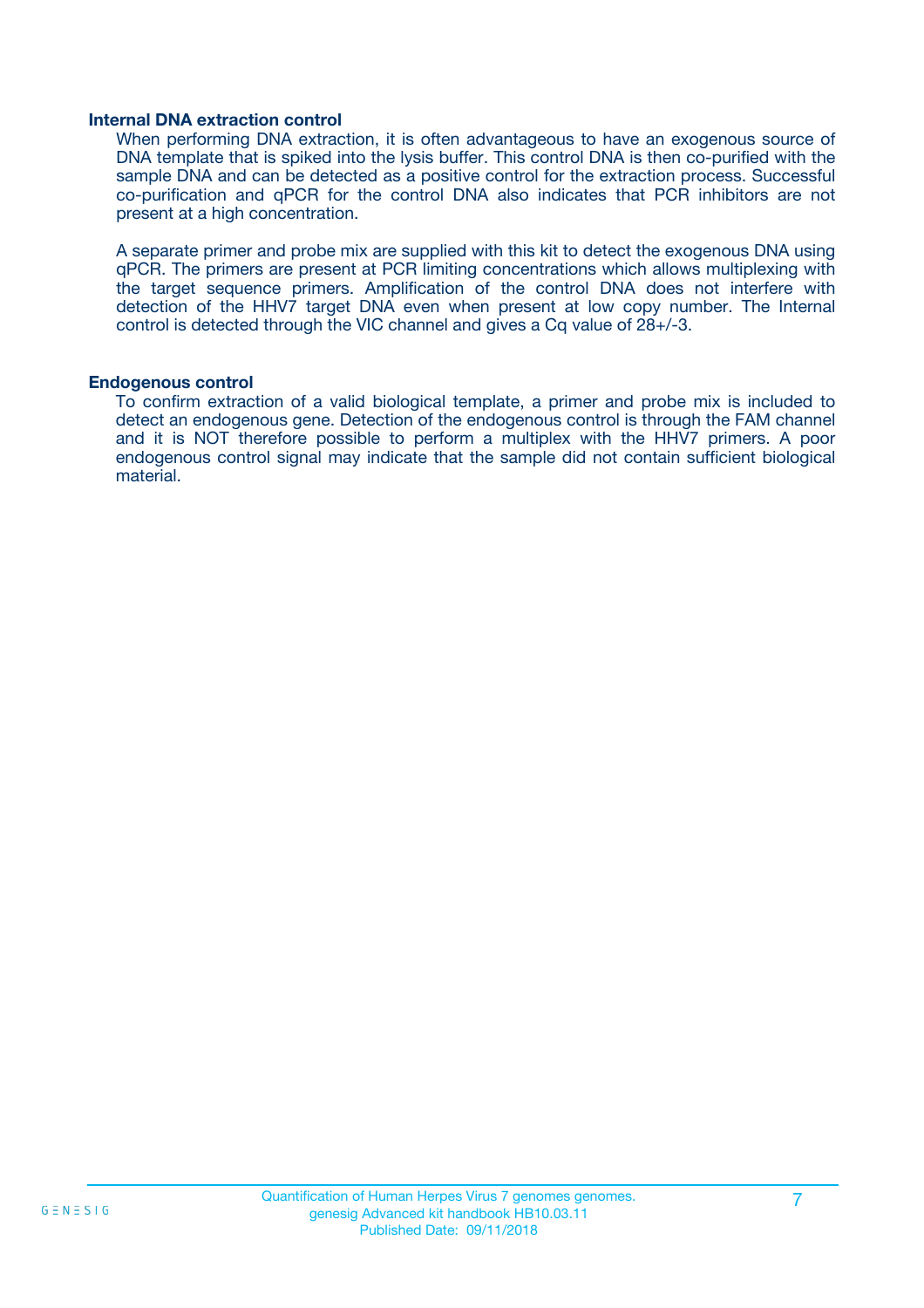### Internal DNA extraction control

When performing DNA extraction, it is often advantageous to have an exogenous source of DNA template that is spiked into the lysis buffer. This control DNA is then co-purified with the sample DNA and can be detected as a positive control for the extraction process. Successful co-purification and qPCR for the control DNA also indicates that PCR inhibitors are not present at a high concentration.

A separate primer and probe mix are supplied with this kit to detect the exogenous DNA using qPCR. The primers are present at PCR limiting concentrations which allows multiplexing with the target sequence primers. Amplification of the control DNA does not interfere with detection of the HHV7 target DNA even when present at low copy number. The Internal control is detected through the VIC channel and gives a Cq value of 28+/-3.

### Endogenous control

To confirm extraction of a valid biological template, a primer and probe mix is included to detect an endogenous gene. Detection of the endogenous control is through the FAM channel and it is NOT therefore possible to perform a multiplex with the HHV7 primers. A poor endogenous control signal may indicate that the sample did not contain sufficient biological material.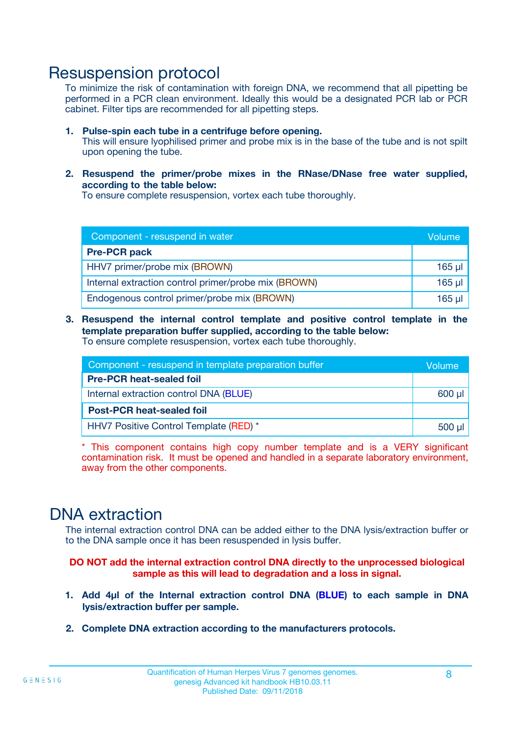# Resuspension protocol

To minimize the risk of contamination with foreign DNA, we recommend that all pipetting be performed in a PCR clean environment. Ideally this would be a designated PCR lab or PCR cabinet. Filter tips are recommended for all pipetting steps.

1. **Pulse-spin each tube in a centrifuge before opening.**
   This will ensure lyophilised primer and probe mix is in the base of the tube and is not spilt upon opening the tube.

2. **Resuspend the primer/probe mixes in the RNase/DNase free water supplied, according to the table below:**
   To ensure complete resuspension, vortex each tube thoroughly.

| Component - resuspend in water | Volume |
|---|---|
| **Pre-PCR pack** | |
| HHV7 primer/probe mix (BROWN) | 165 µl |
| Internal extraction control primer/probe mix (BROWN) | 165 µl |
| Endogenous control primer/probe mix (BROWN) | 165 µl |

3. **Resuspend the internal control template and positive control template in the template preparation buffer supplied, according to the table below:**
   To ensure complete resuspension, vortex each tube thoroughly.

| Component - resuspend in template preparation buffer | Volume |
|---|---|
| **Pre-PCR heat-sealed foil** | |
| Internal extraction control DNA (BLUE) | 600 µl |
| **Post-PCR heat-sealed foil** | |
| HHV7 Positive Control Template (RED) * | 500 µl |

* This component contains high copy number template and is a VERY significant contamination risk. It must be opened and handled in a separate laboratory environment, away from the other components.

# DNA extraction

The internal extraction control DNA can be added either to the DNA lysis/extraction buffer or to the DNA sample once it has been resuspended in lysis buffer.

**DO NOT add the internal extraction control DNA directly to the unprocessed biological sample as this will lead to degradation and a loss in signal.**

1. **Add 4µl of the Internal extraction control DNA (BLUE) to each sample in DNA lysis/extraction buffer per sample.**

2. **Complete DNA extraction according to the manufacturers protocols.**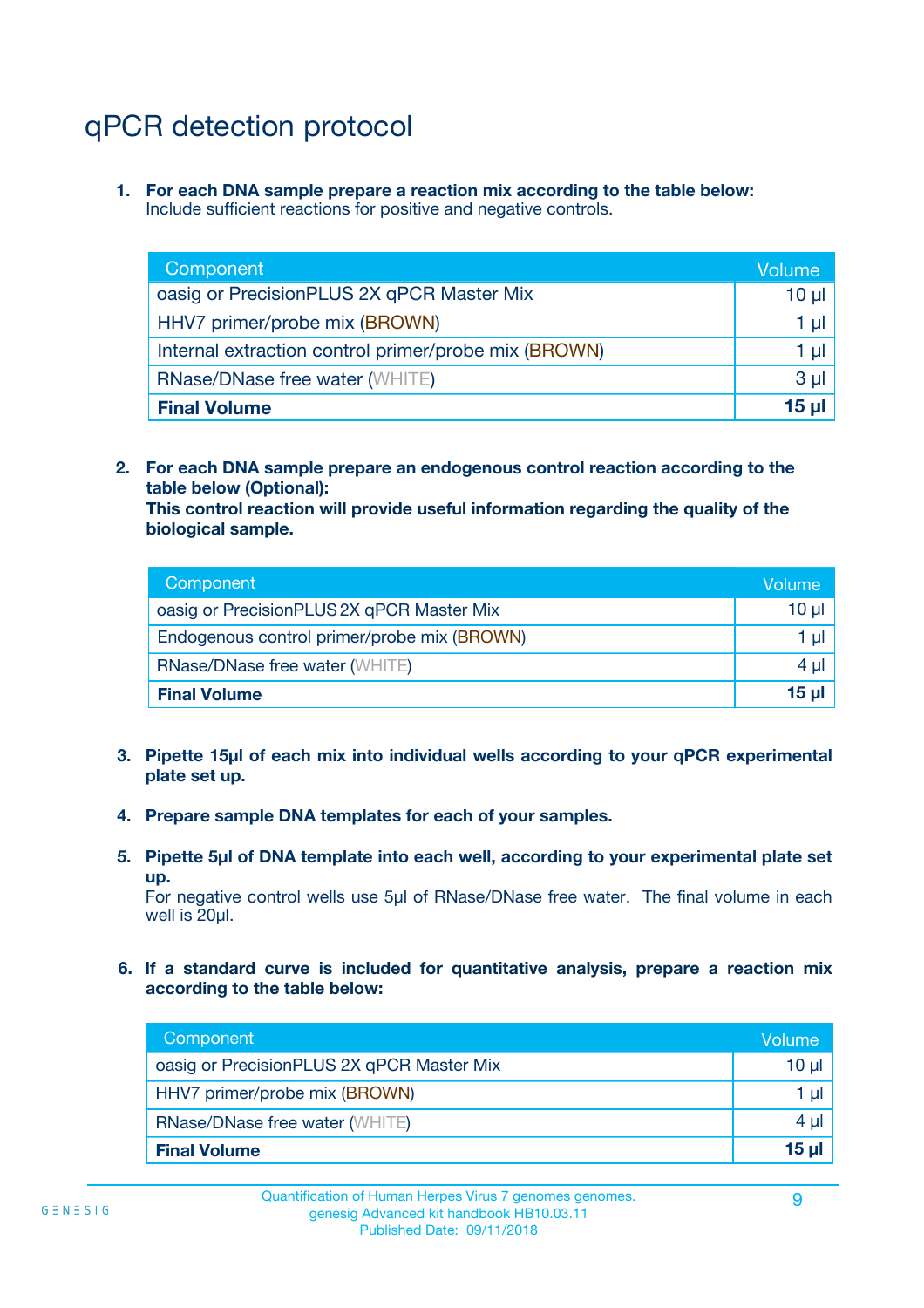# qPCR detection protocol

1. **For each DNA sample prepare a reaction mix according to the table below:**
   Include sufficient reactions for positive and negative controls.

| Component | Volume |
| --- | --- |
| oasig or PrecisionPLUS 2X qPCR Master Mix | 10 µl |
| HHV7 primer/probe mix (BROWN) | 1 µl |
| Internal extraction control primer/probe mix (BROWN) | 1 µl |
| RNase/DNase free water (WHITE) | 3 µl |
| **Final Volume** | **15 µl** |

2. **For each DNA sample prepare an endogenous control reaction according to the table below (Optional):**
   **This control reaction will provide useful information regarding the quality of the biological sample.**

| Component | Volume |
| --- | --- |
| oasig or PrecisionPLUS 2X qPCR Master Mix | 10 µl |
| Endogenous control primer/probe mix (BROWN) | 1 µl |
| RNase/DNase free water (WHITE) | 4 µl |
| **Final Volume** | **15 µl** |

3. **Pipette 15µl of each mix into individual wells according to your qPCR experimental plate set up.**

4. **Prepare sample DNA templates for each of your samples.**

5. **Pipette 5µl of DNA template into each well, according to your experimental plate set up.**
   For negative control wells use 5µl of RNase/DNase free water. The final volume in each well is 20µl.

6. **If a standard curve is included for quantitative analysis, prepare a reaction mix according to the table below:**

| Component | Volume |
| --- | --- |
| oasig or PrecisionPLUS 2X qPCR Master Mix | 10 µl |
| HHV7 primer/probe mix (BROWN) | 1 µl |
| RNase/DNase free water (WHITE) | 4 µl |
| **Final Volume** | **15 µl** |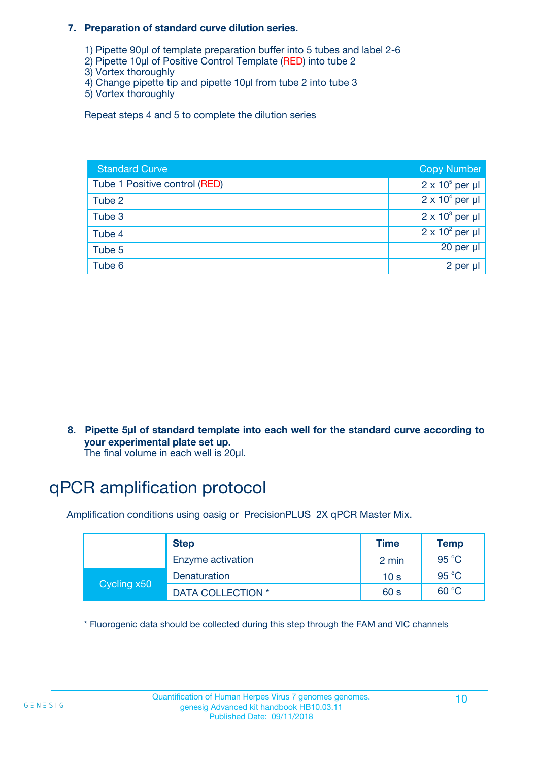**7. Preparation of standard curve dilution series.**

1) Pipette 90µl of template preparation buffer into 5 tubes and label 2-6
2) Pipette 10µl of Positive Control Template (RED) into tube 2
3) Vortex thoroughly
4) Change pipette tip and pipette 10µl from tube 2 into tube 3
5) Vortex thoroughly

Repeat steps 4 and 5 to complete the dilution series

| Standard Curve | Copy Number |
|---|---|
| Tube 1 Positive control (RED) | $2 \times 10^5$ per µl |
| Tube 2 | $2 \times 10^4$ per µl |
| Tube 3 | $2 \times 10^3$ per µl |
| Tube 4 | $2 \times 10^2$ per µl |
| Tube 5 | 20 per µl |
| Tube 6 | 2 per µl |

**8. Pipette 5µl of standard template into each well for the standard curve according to your experimental plate set up.**
The final volume in each well is 20µl.

# qPCR amplification protocol

Amplification conditions using oasig or PrecisionPLUS 2X qPCR Master Mix.

| | Step | Time | Temp |
|---|---|---|---|
| | Enzyme activation | 2 min | 95 °C |
| Cycling x50 | Denaturation | 10 s | 95 °C |
| | DATA COLLECTION * | 60 s | 60 °C |

* Fluorogenic data should be collected during this step through the FAM and VIC channels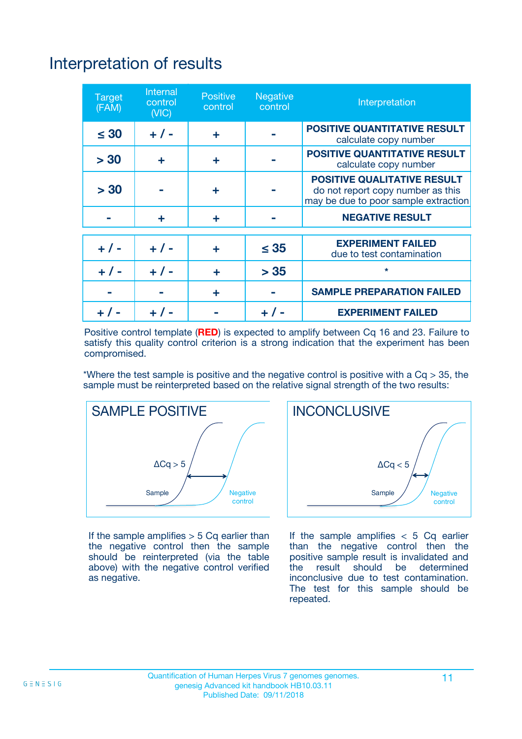# Interpretation of results

| Target (FAM) | Internal control (VIC) | Positive control | Negative control | Interpretation |
|---|---|---|---|---|
| ≤ 30 | + / - | + | - | **POSITIVE QUANTITATIVE RESULT** calculate copy number |
| > 30 | + | + | - | **POSITIVE QUANTITATIVE RESULT** calculate copy number |
| > 30 | - | + | - | **POSITIVE QUALITATIVE RESULT** do not report copy number as this may be due to poor sample extraction |
| - | + | + | - | **NEGATIVE RESULT** |
| + / - | + / - | + | ≤ 35 | **EXPERIMENT FAILED** due to test contamination |
| + / - | + / - | + | > 35 | * |
| - | - | + | - | **SAMPLE PREPARATION FAILED** |
| + / - | + / - | - | + / - | **EXPERIMENT FAILED** |

Positive control template (**RED**) is expected to amplify between Cq 16 and 23. Failure to satisfy this quality control criterion is a strong indication that the experiment has been compromised.

*Where the test sample is positive and the negative control is positive with a Cq > 35, the sample must be reinterpreted based on the relative signal strength of the two results:

**SAMPLE POSITIVE**

ΔCq > 5

Sample

Negative control

If the sample amplifies > 5 Cq earlier than the negative control then the sample should be reinterpreted (via the table above) with the negative control verified as negative.

**INCONCLUSIVE**

ΔCq < 5

Sample

Negative control

If the sample amplifies < 5 Cq earlier than the negative control then the positive sample result is invalidated and the result should be determined inconclusive due to test contamination. The test for this sample should be repeated.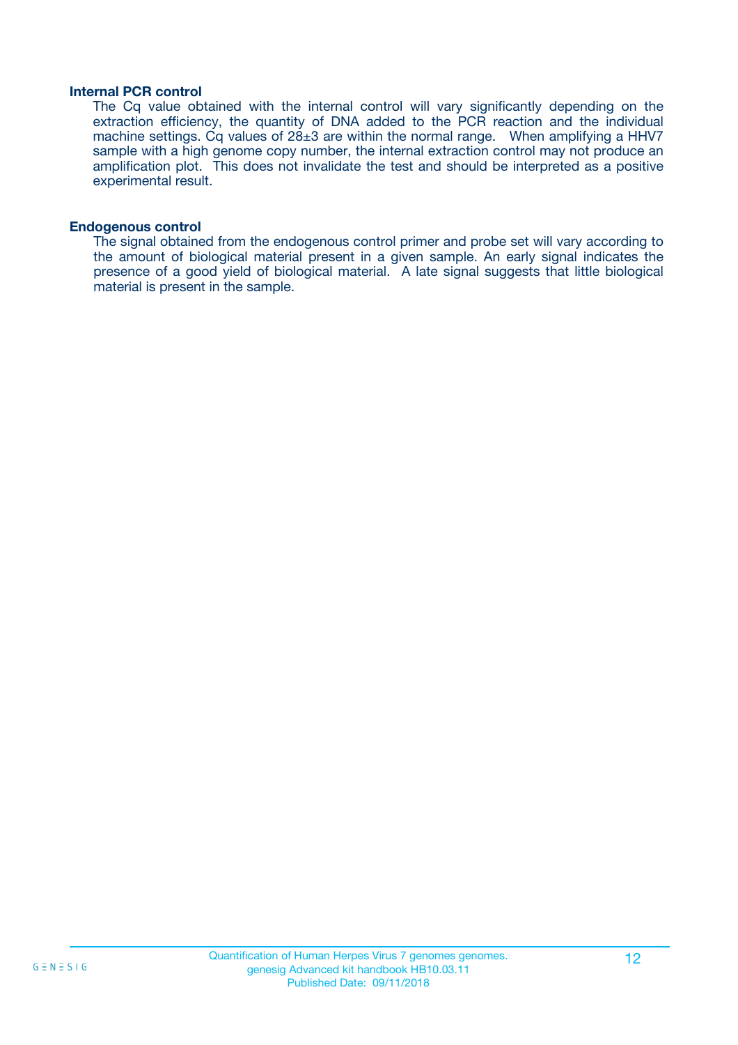### Internal PCR control

The Cq value obtained with the internal control will vary significantly depending on the extraction efficiency, the quantity of DNA added to the PCR reaction and the individual machine settings. Cq values of 28±3 are within the normal range. When amplifying a HHV7 sample with a high genome copy number, the internal extraction control may not produce an amplification plot. This does not invalidate the test and should be interpreted as a positive experimental result.

### Endogenous control

The signal obtained from the endogenous control primer and probe set will vary according to the amount of biological material present in a given sample. An early signal indicates the presence of a good yield of biological material. A late signal suggests that little biological material is present in the sample.